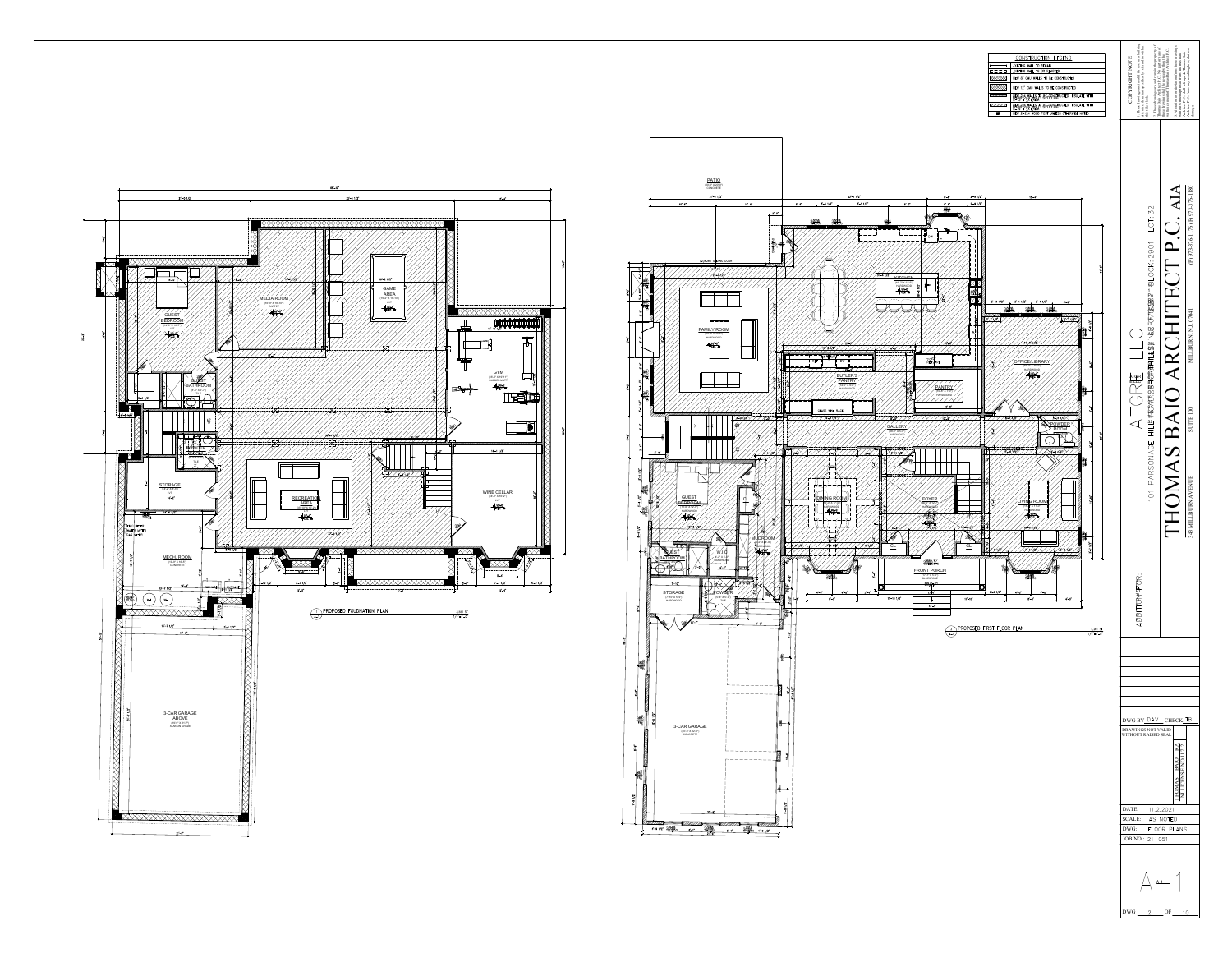## CONSTRUCTION LEGEND

- EXISTING WALL TO REMAIN
- EXISTING WALL TO BE REMOVED
- NEW 4" CMU WALLS TO BE CONSTRUCTED
- NEW 8" CMU WALLS TO BE CONSTRUCTED
- NEW 2x4 WALLS TO BE CONSTRUCTED, INSULATE WITH
- NEW 2x6 WALLS TO BE CONSTRUCTED, INSULATE WITH
- NEW 6x6 WOOD POST UNLESS OTHERWISE NOTED

**COPYRIGHT NOTE**

### 1 PROPOSED FOUNDATION PLAN

SCALE: 1/4" = 1'-0"

GUEST BEDROOM · MEDIA ROOM · GAME AREA · GUEST BATHROOM · GYM · STORAGE · RECREATION AREA · WINE CELLAR · MECH. ROOM · 3-CAR GARAGE ABOVE

### 2 PROPOSED FIRST FLOOR PLAN

SCALE: 1/4" = 1'-0"

PATIO · FAMILY ROOM · KITCHEN · BUTLER'S PANTRY · PANTRY · OFFICE/LIBRARY · GALLERY · POWDER ROOM · GUEST BEDROOM · DINING ROOM · FOYER · LIVING ROOM · GUEST BATHROOM · MUDROOM · STORAGE · POWDER · FRONT PORCH · 3-CAR GARAGE

ADDITION FOR:

**ATGRE LLC**

101 PARSONAGE HILL ROAD, SHORT HILLS, NJ · BLOCK: 2901 LOT: 32

# THOMAS BAIO ARCHITECT P.C. AIA

343 MILLBURN AVENUE · SUITE 100 · MILLBURN, NJ 07041 · (P) 973-376-1176 (F) 973-376-1180

DWG BY: DAV CHECK: TB

DRAWINGS NOT VALID WITHOUT RAISED SEAL

THOMAS BAIO, RA NJ LICENSE NO.

DATE: 11.2.2021

SCALE: AS NOTED

DWG: FLOOR PLANS

JOB NO.: 21-051

A-1

DWG 2 OF 13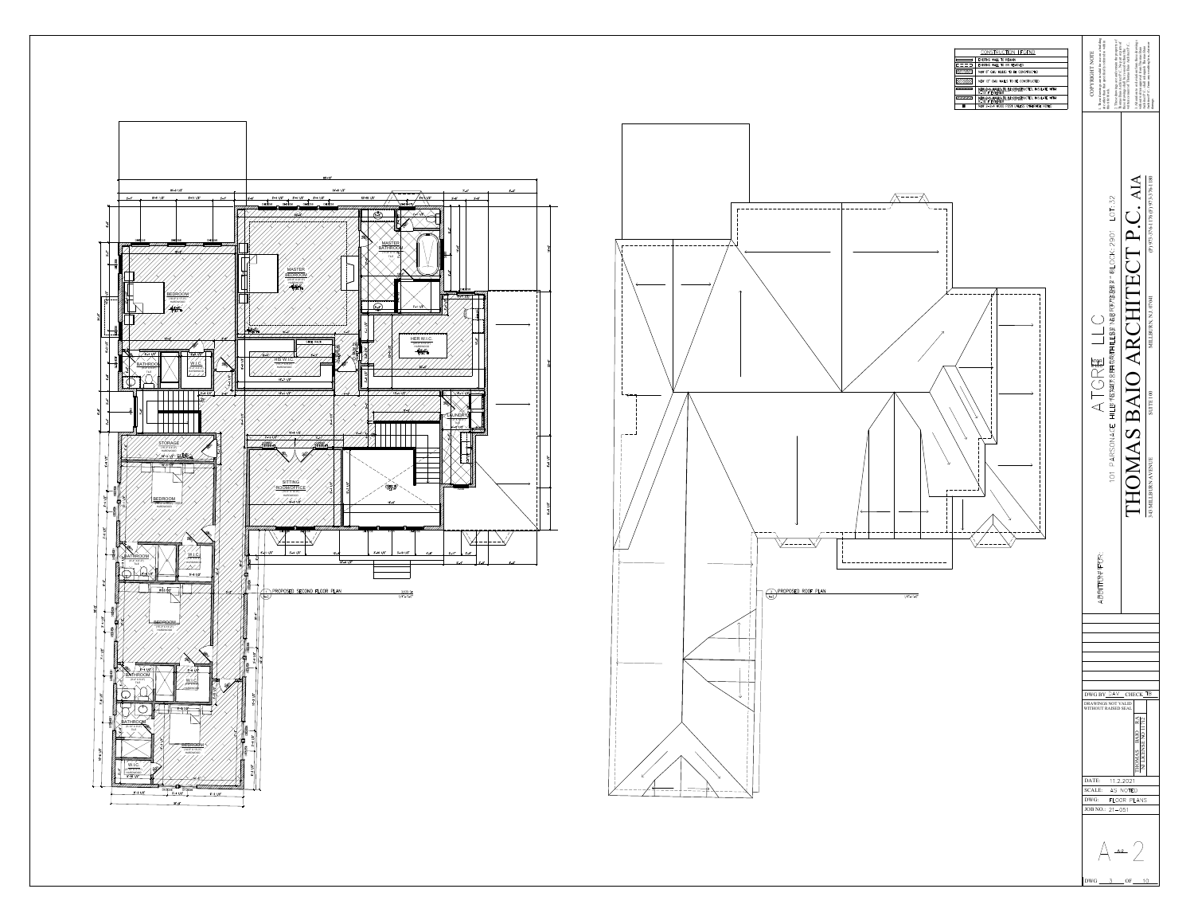## CONSTRUCTION LEGEND

- EXISTING WALL TO REMAIN
- EXISTING WALL TO BE REMOVED
- NEW 6" CMU WALLS TO BE CONSTRUCTED
- NEW 8" CMU WALLS TO BE CONSTRUCTED
- NEW 2x4 WALLS TO BE CONSTRUCTED, INSULATE WITH R-13 IF EXTERIOR
- NEW 2x6 WALLS TO BE CONSTRUCTED, INSULATE WITH R-21 IF EXTERIOR
- NEW 3-2x4 WOOD POST UNLESS OTHERWISE NOTED

BEDROOM

MASTER BEDROOM

MASTER BATHROOM

HIS W.I.C.

HER W.I.C.

BATHROOM

W.I.C.

LAUNDRY

STORAGE

SITTING ROOM/OFFICE

BEDROOM

BATHROOM

W.I.C.

BEDROOM

BATHROOM

W.I.C.

BATHROOM

BEDROOM

W.I.C.

PROPOSED SECOND FLOOR PLAN

PROPOSED ROOF PLAN

COPYRIGHT NOTE

ADDITION FOR:

ATGRE LLC

101 PARSONAGE HILL ROAD, SHORT HILLS, NJ — BLOCK: 2901 LOT: 32

# THOMAS BAIO ARCHITECT P.C. AIA

343 MILLBURN AVENUE SUITE 100 MILLBURN, NJ 07041 (P) 973-376-1176 (F) 973-376-1180

DWG BY: DAV CHECK: TB

DRAWINGS NOT VALID WITHOUT RAISED SEAL

THOMAS BAIO, AIA NJ LICENSE NO. 11172

DATE: 11.2.2021

SCALE: AS NOTED

DWG: FLOOR PLANS

JOB NO.: 21-051

A-2

DWG 3 OF 10